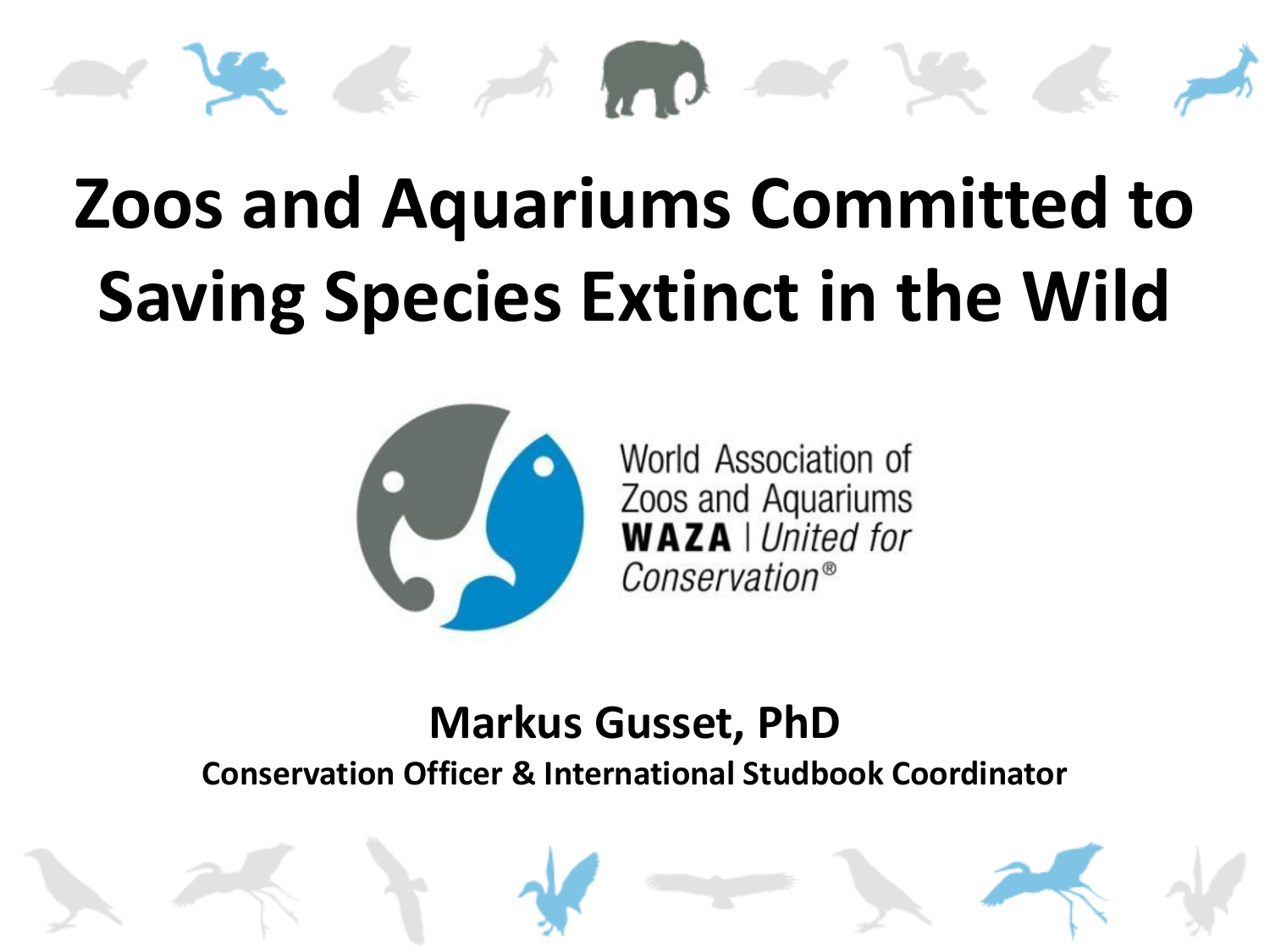# Zoos and Aquariums Committed to Saving Species Extinct in the Wild

World Association of Zoos and Aquariums
**WAZA** | *United for Conservation®*

**Markus Gusset, PhD**

**Conservation Officer & International Studbook Coordinator**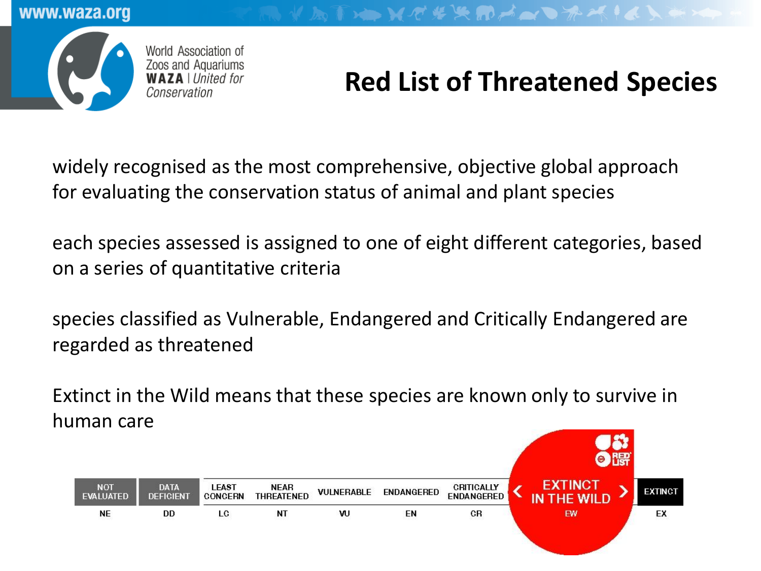# Red List of Threatened Species

widely recognised as the most comprehensive, objective global approach for evaluating the conservation status of animal and plant species

each species assessed is assigned to one of eight different categories, based on a series of quantitative criteria

species classified as Vulnerable, Endangered and Critically Endangered are regarded as threatened

Extinct in the Wild means that these species are known only to survive in human care

| NOT EVALUATED | DATA DEFICIENT | LEAST CONCERN | NEAR THREATENED | VULNERABLE | ENDANGERED | CRITICALLY ENDANGERED | EXTINCT IN THE WILD | EXTINCT |
|---|---|---|---|---|---|---|---|---|
| NE | DD | LC | NT | VU | EN | CR | EW | EX |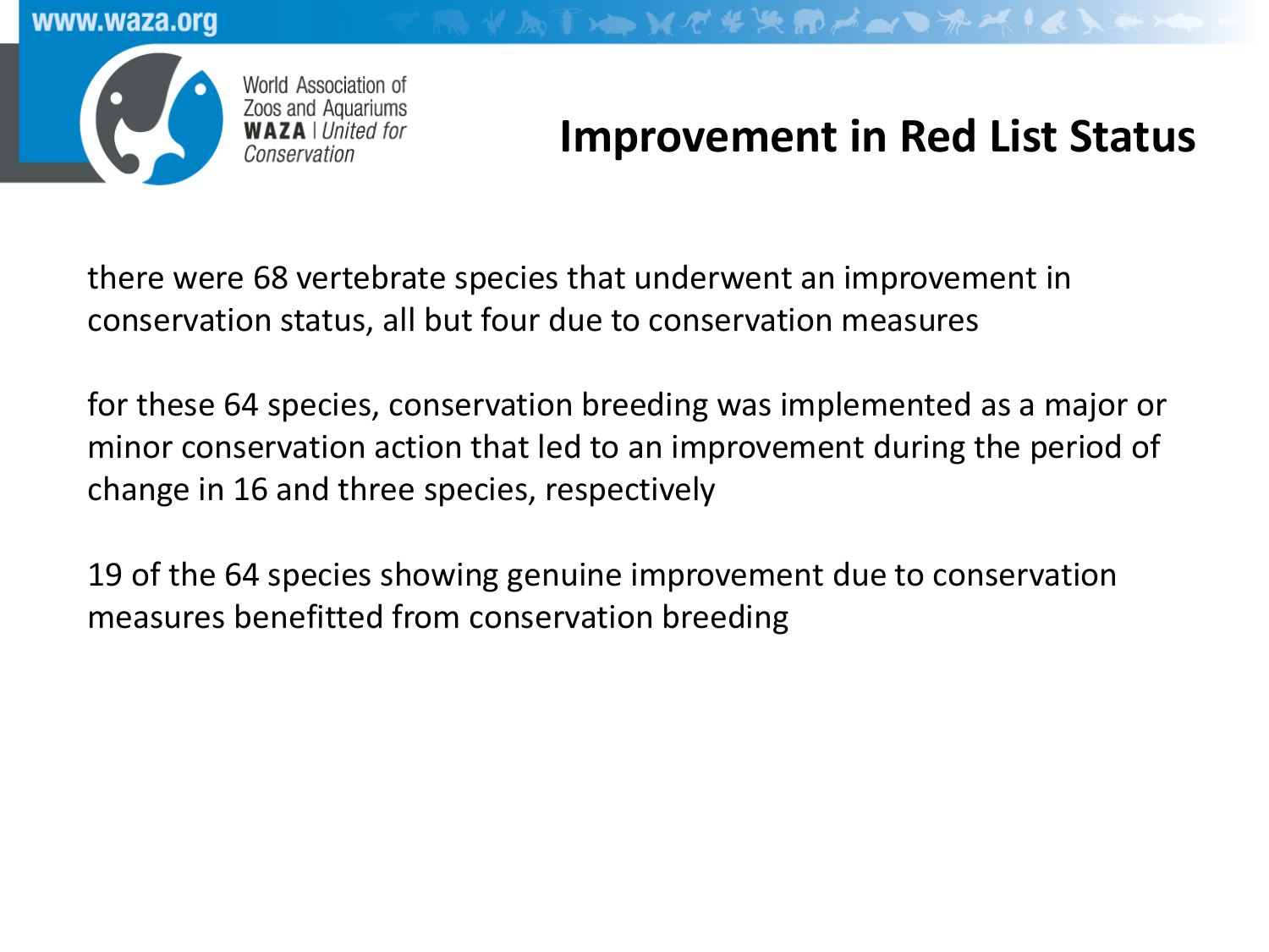# Improvement in Red List Status

there were 68 vertebrate species that underwent an improvement in conservation status, all but four due to conservation measures

for these 64 species, conservation breeding was implemented as a major or minor conservation action that led to an improvement during the period of change in 16 and three species, respectively

19 of the 64 species showing genuine improvement due to conservation measures benefitted from conservation breeding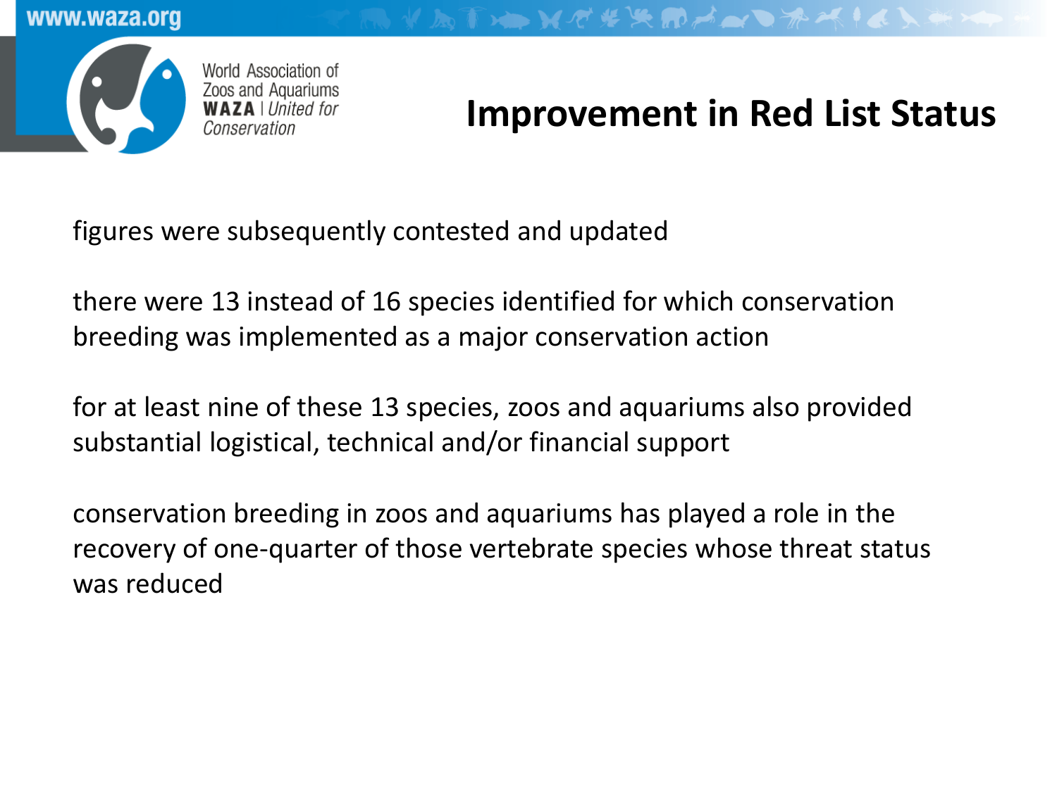# Improvement in Red List Status

figures were subsequently contested and updated

there were 13 instead of 16 species identified for which conservation breeding was implemented as a major conservation action

for at least nine of these 13 species, zoos and aquariums also provided substantial logistical, technical and/or financial support

conservation breeding in zoos and aquariums has played a role in the recovery of one-quarter of those vertebrate species whose threat status was reduced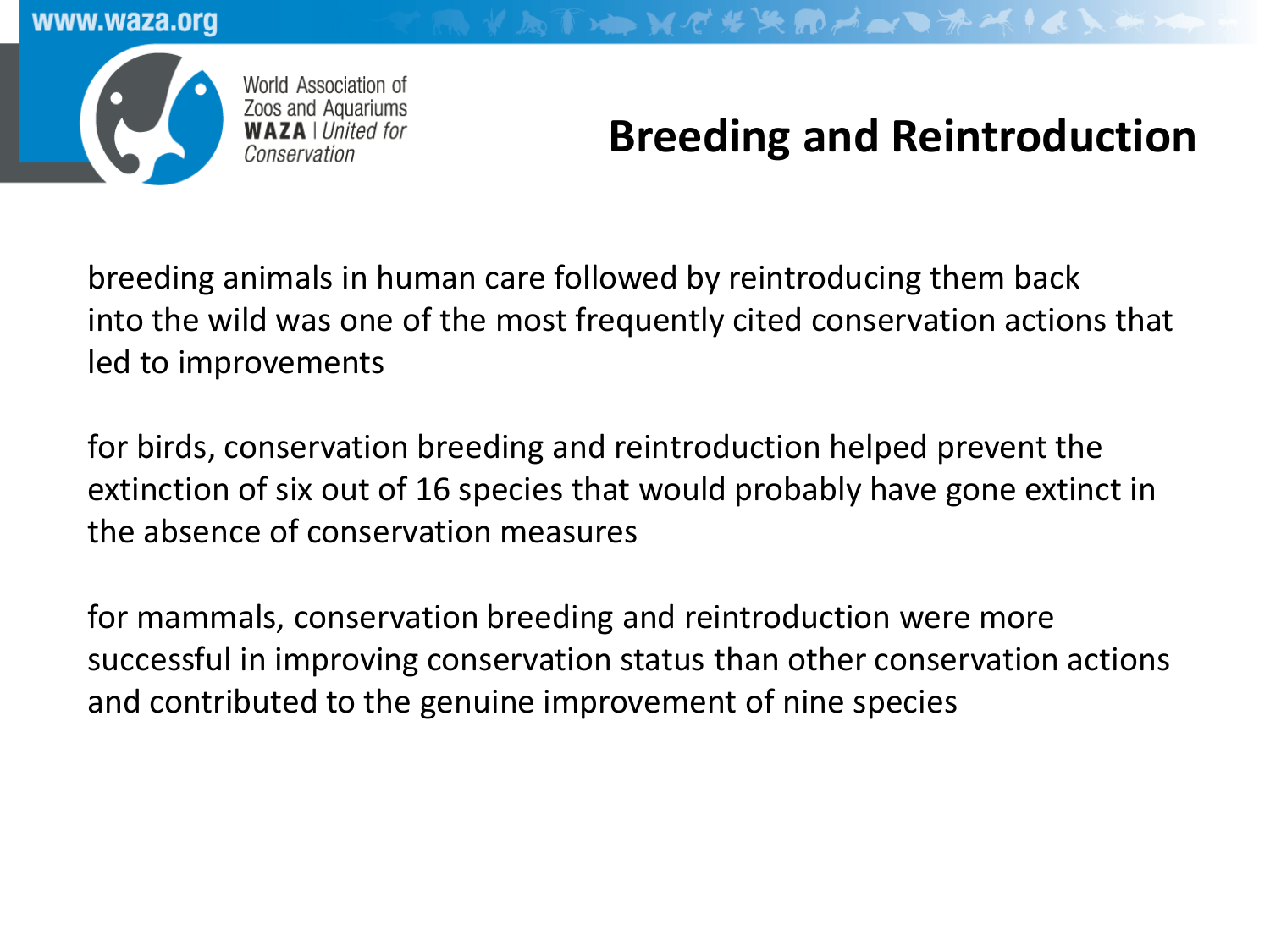# Breeding and Reintroduction

breeding animals in human care followed by reintroducing them back into the wild was one of the most frequently cited conservation actions that led to improvements

for birds, conservation breeding and reintroduction helped prevent the extinction of six out of 16 species that would probably have gone extinct in the absence of conservation measures

for mammals, conservation breeding and reintroduction were more successful in improving conservation status than other conservation actions and contributed to the genuine improvement of nine species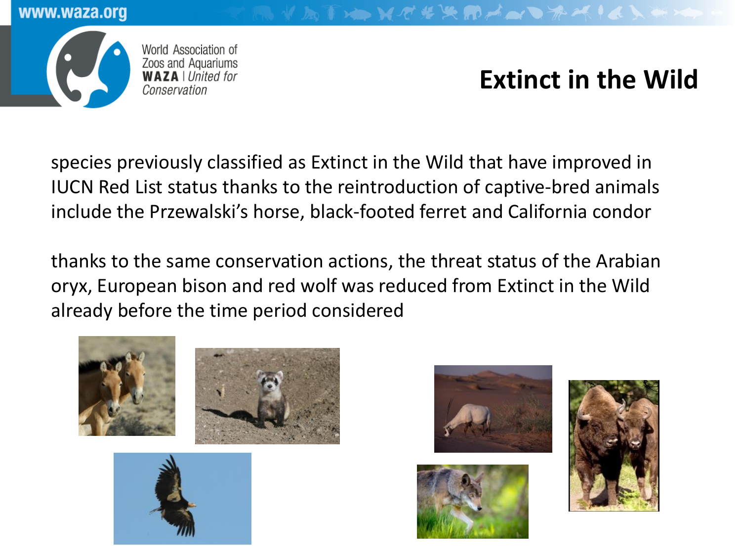# Extinct in the Wild

species previously classified as Extinct in the Wild that have improved in IUCN Red List status thanks to the reintroduction of captive-bred animals include the Przewalski's horse, black-footed ferret and California condor

thanks to the same conservation actions, the threat status of the Arabian oryx, European bison and red wolf was reduced from Extinct in the Wild already before the time period considered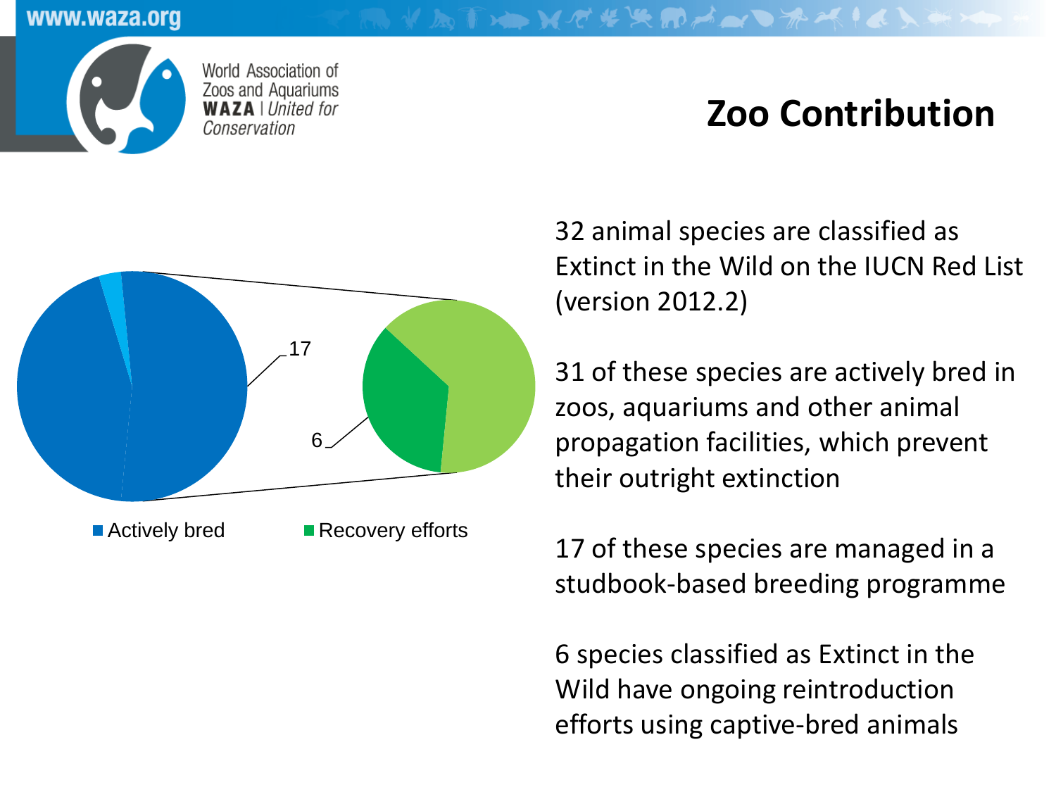# Zoo Contribution

17

6

Actively bred    Recovery efforts

32 animal species are classified as Extinct in the Wild on the IUCN Red List (version 2012.2)

31 of these species are actively bred in zoos, aquariums and other animal propagation facilities, which prevent their outright extinction

17 of these species are managed in a studbook-based breeding programme

6 species classified as Extinct in the Wild have ongoing reintroduction efforts using captive-bred animals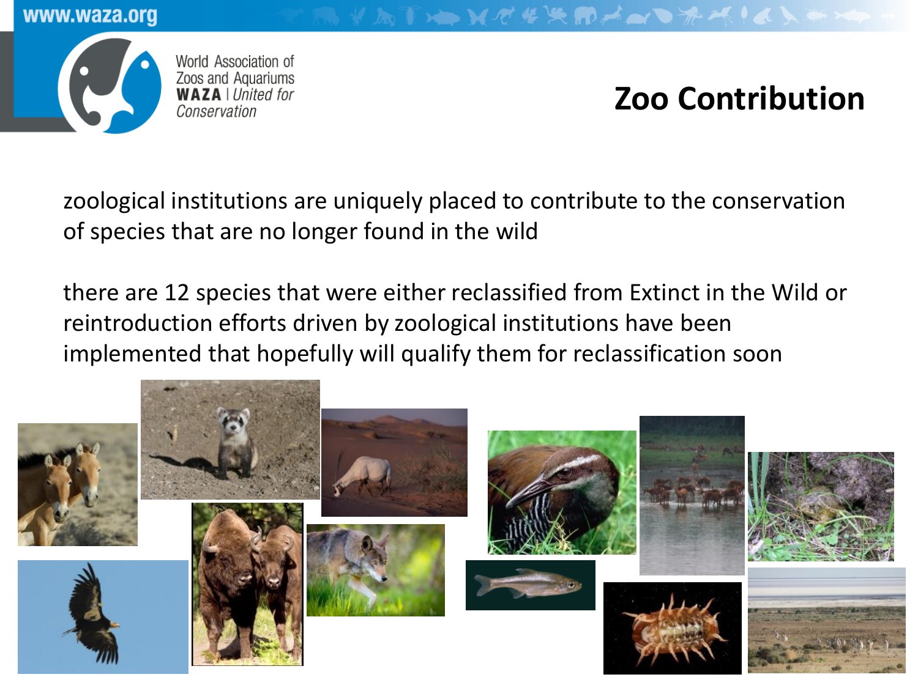## Zoo Contribution

zoological institutions are uniquely placed to contribute to the conservation of species that are no longer found in the wild

there are 12 species that were either reclassified from Extinct in the Wild or reintroduction efforts driven by zoological institutions have been implemented that hopefully will qualify them for reclassification soon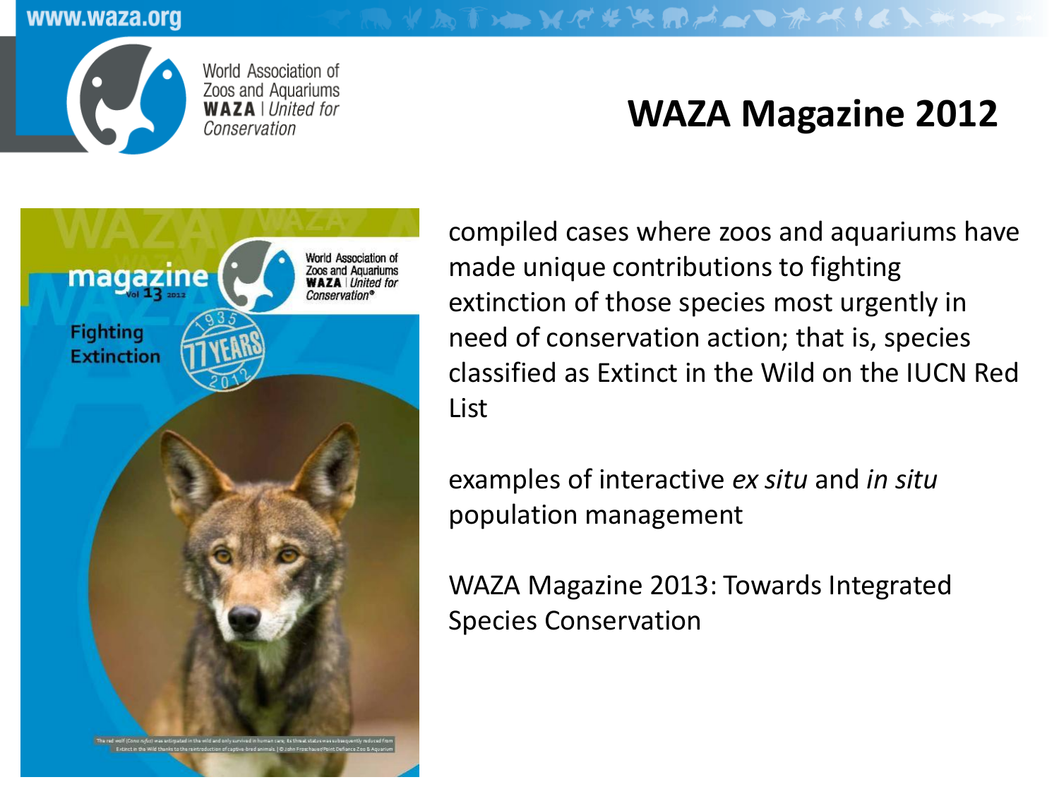# WAZA Magazine 2012

compiled cases where zoos and aquariums have made unique contributions to fighting extinction of those species most urgently in need of conservation action; that is, species classified as Extinct in the Wild on the IUCN Red List

examples of interactive *ex situ* and *in situ* population management

WAZA Magazine 2013: Towards Integrated Species Conservation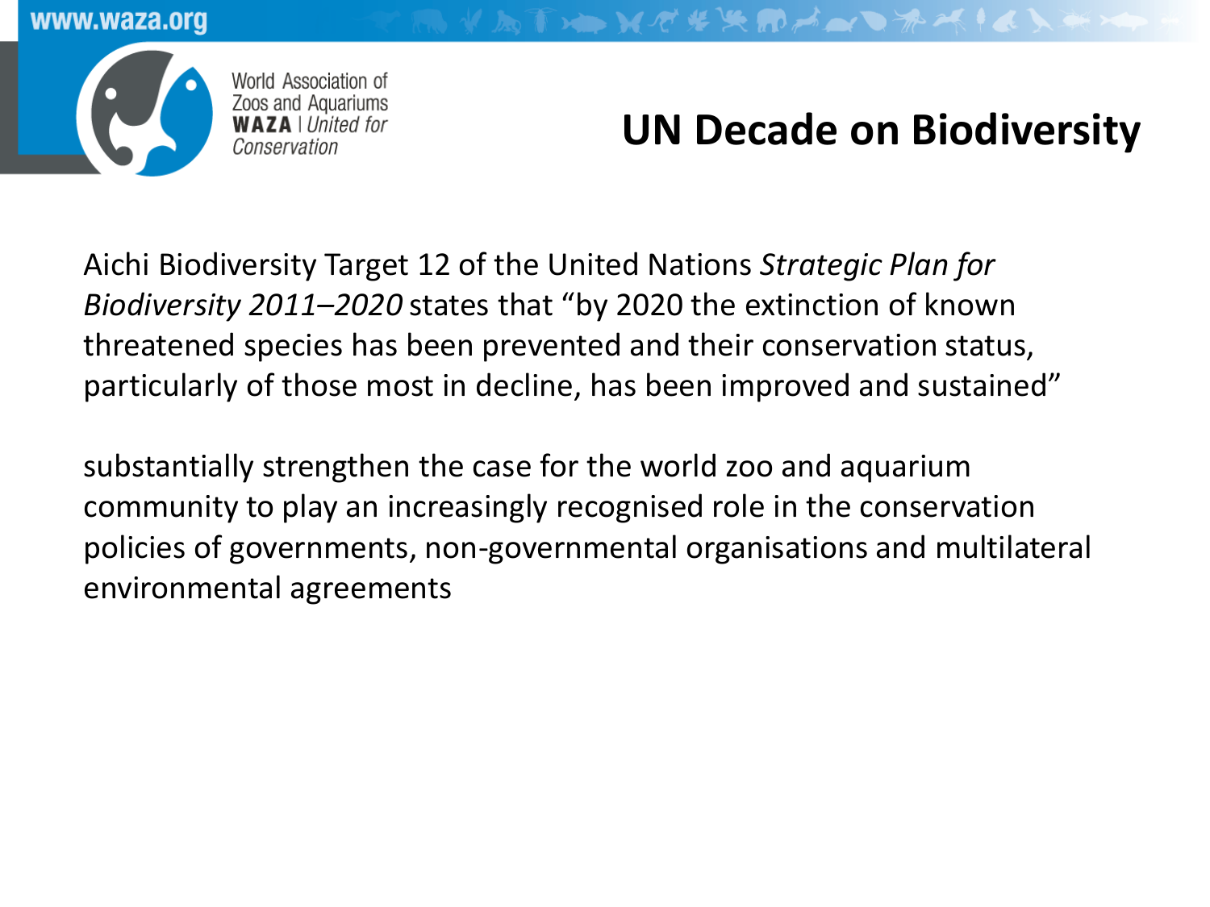# UN Decade on Biodiversity

Aichi Biodiversity Target 12 of the United Nations *Strategic Plan for Biodiversity 2011–2020* states that "by 2020 the extinction of known threatened species has been prevented and their conservation status, particularly of those most in decline, has been improved and sustained"

substantially strengthen the case for the world zoo and aquarium community to play an increasingly recognised role in the conservation policies of governments, non-governmental organisations and multilateral environmental agreements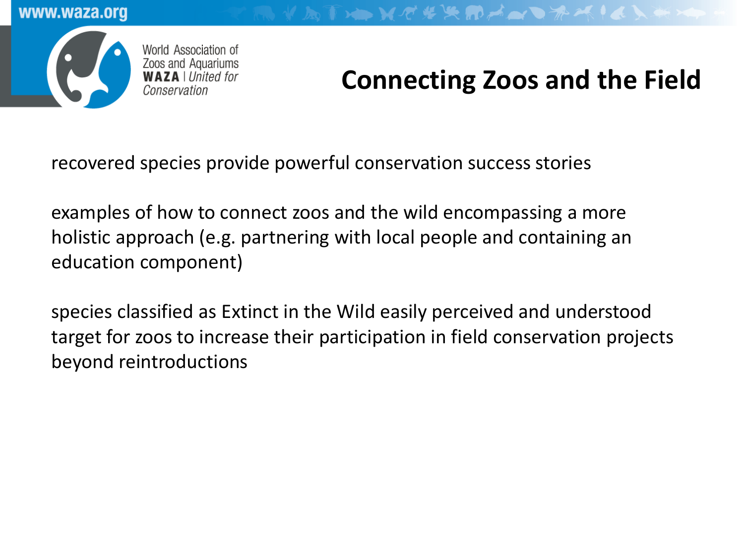# Connecting Zoos and the Field

recovered species provide powerful conservation success stories

examples of how to connect zoos and the wild encompassing a more holistic approach (e.g. partnering with local people and containing an education component)

species classified as Extinct in the Wild easily perceived and understood target for zoos to increase their participation in field conservation projects beyond reintroductions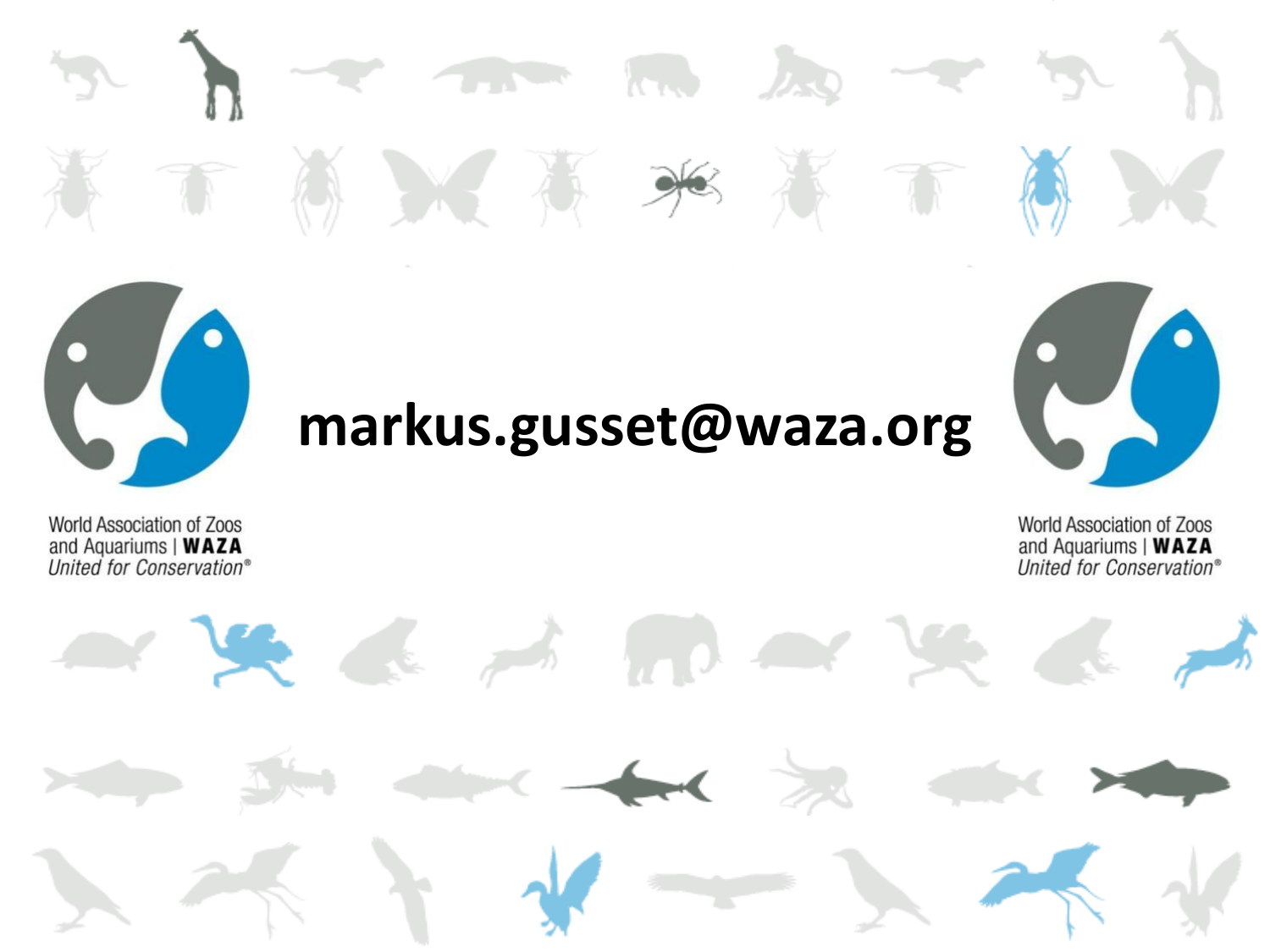**markus.gusset@waza.org**

World Association of Zoos and Aquariums | **WAZA**
*United for Conservation®*

World Association of Zoos and Aquariums | **WAZA**
*United for Conservation®*